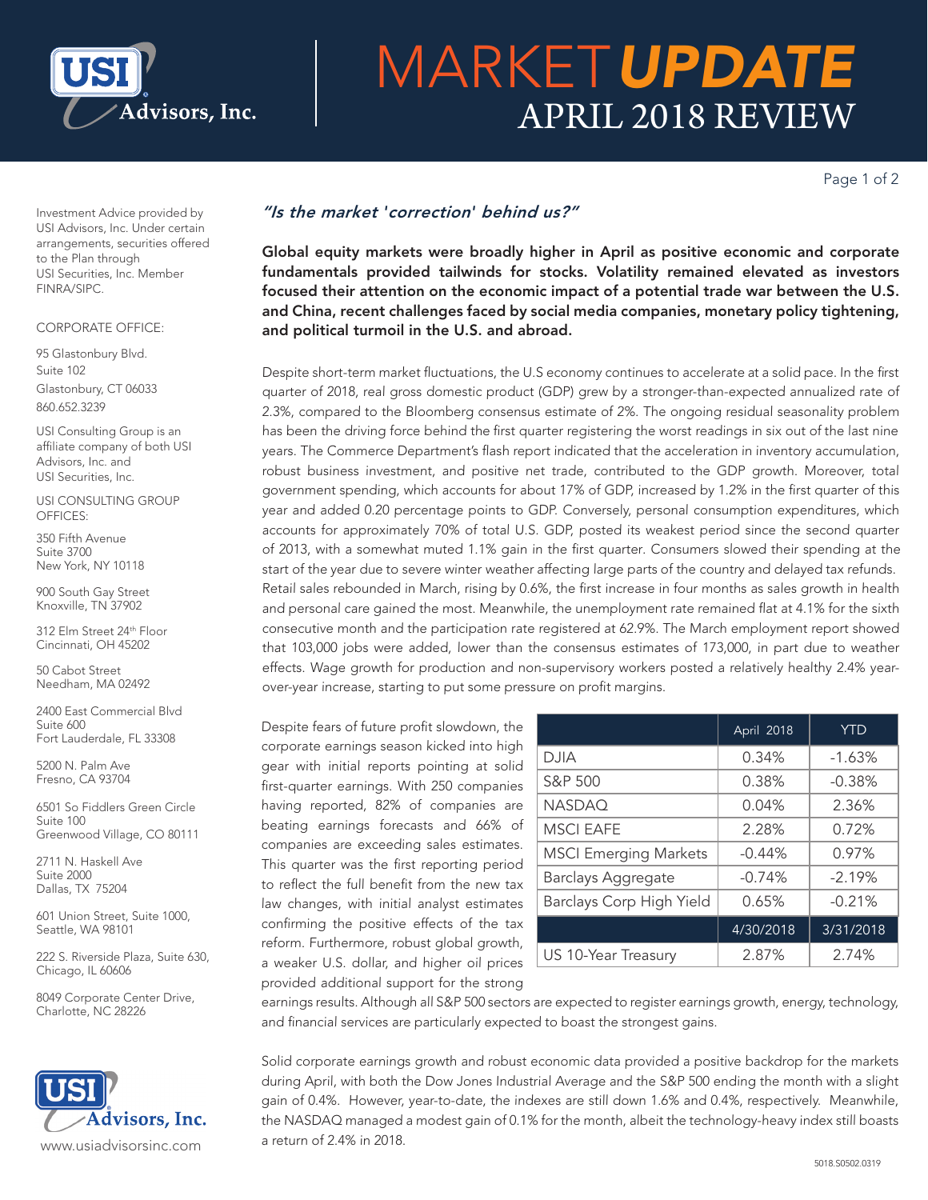# MARKET UPDATE

## APRIL 2018 REVIEW

Investment Advice provided by USI Advisors, Inc. Under certain arrangements, securities offered to the Plan through USI Securities, Inc. Member FINRA/SIPC.

CORPORATE OFFICE:

95 Glastonbury Blvd.
Suite 102
Glastonbury, CT 06033
860.652.3239

USI Consulting Group is an affiliate company of both USI Advisors, Inc. and USI Securities, Inc.

USI CONSULTING GROUP OFFICES:

350 Fifth Avenue
Suite 3700
New York, NY 10118

900 South Gay Street
Knoxville, TN 37902

312 Elm Street 24th Floor
Cincinnati, OH 45202

50 Cabot Street
Needham, MA 02492

2400 East Commercial Blvd
Suite 600
Fort Lauderdale, FL 33308

5200 N. Palm Ave
Fresno, CA 93704

6501 So Fiddlers Green Circle
Suite 100
Greenwood Village, CO 80111

2711 N. Haskell Ave
Suite 2000
Dallas, TX 75204

601 Union Street, Suite 1000,
Seattle, WA 98101

222 S. Riverside Plaza, Suite 630,
Chicago, IL 60606

8049 Corporate Center Drive,
Charlotte, NC 28226

www.usiadvisorsinc.com

### *"Is the market 'correction' behind us?"*

**Global equity markets were broadly higher in April as positive economic and corporate fundamentals provided tailwinds for stocks. Volatility remained elevated as investors focused their attention on the economic impact of a potential trade war between the U.S. and China, recent challenges faced by social media companies, monetary policy tightening, and political turmoil in the U.S. and abroad.**

Despite short-term market fluctuations, the U.S economy continues to accelerate at a solid pace. In the first quarter of 2018, real gross domestic product (GDP) grew by a stronger-than-expected annualized rate of 2.3%, compared to the Bloomberg consensus estimate of 2%. The ongoing residual seasonality problem has been the driving force behind the first quarter registering the worst readings in six out of the last nine years. The Commerce Department's flash report indicated that the acceleration in inventory accumulation, robust business investment, and positive net trade, contributed to the GDP growth. Moreover, total government spending, which accounts for about 17% of GDP, increased by 1.2% in the first quarter of this year and added 0.20 percentage points to GDP. Conversely, personal consumption expenditures, which accounts for approximately 70% of total U.S. GDP, posted its weakest period since the second quarter of 2013, with a somewhat muted 1.1% gain in the first quarter. Consumers slowed their spending at the start of the year due to severe winter weather affecting large parts of the country and delayed tax refunds. Retail sales rebounded in March, rising by 0.6%, the first increase in four months as sales growth in health and personal care gained the most. Meanwhile, the unemployment rate remained flat at 4.1% for the sixth consecutive month and the participation rate registered at 62.9%. The March employment report showed that 103,000 jobs were added, lower than the consensus estimates of 173,000, in part due to weather effects. Wage growth for production and non-supervisory workers posted a relatively healthy 2.4% year-over-year increase, starting to put some pressure on profit margins.

| | April 2018 | YTD |
|---|---|---|
| DJIA | 0.34% | -1.63% |
| S&P 500 | 0.38% | -0.38% |
| NASDAQ | 0.04% | 2.36% |
| MSCI EAFE | 2.28% | 0.72% |
| MSCI Emerging Markets | -0.44% | 0.97% |
| Barclays Aggregate | -0.74% | -2.19% |
| Barclays Corp High Yield | 0.65% | -0.21% |
| | 4/30/2018 | 3/31/2018 |
| US 10-Year Treasury | 2.87% | 2.74% |

Despite fears of future profit slowdown, the corporate earnings season kicked into high gear with initial reports pointing at solid first-quarter earnings. With 250 companies having reported, 82% of companies are beating earnings forecasts and 66% of companies are exceeding sales estimates. This quarter was the first reporting period to reflect the full benefit from the new tax law changes, with initial analyst estimates confirming the positive effects of the tax reform. Furthermore, robust global growth, a weaker U.S. dollar, and higher oil prices provided additional support for the strong earnings results. Although all S&P 500 sectors are expected to register earnings growth, energy, technology, and financial services are particularly expected to boast the strongest gains.

Solid corporate earnings growth and robust economic data provided a positive backdrop for the markets during April, with both the Dow Jones Industrial Average and the S&P 500 ending the month with a slight gain of 0.4%. However, year-to-date, the indexes are still down 1.6% and 0.4%, respectively. Meanwhile, the NASDAQ managed a modest gain of 0.1% for the month, albeit the technology-heavy index still boasts a return of 2.4% in 2018.

5018.S0502.0319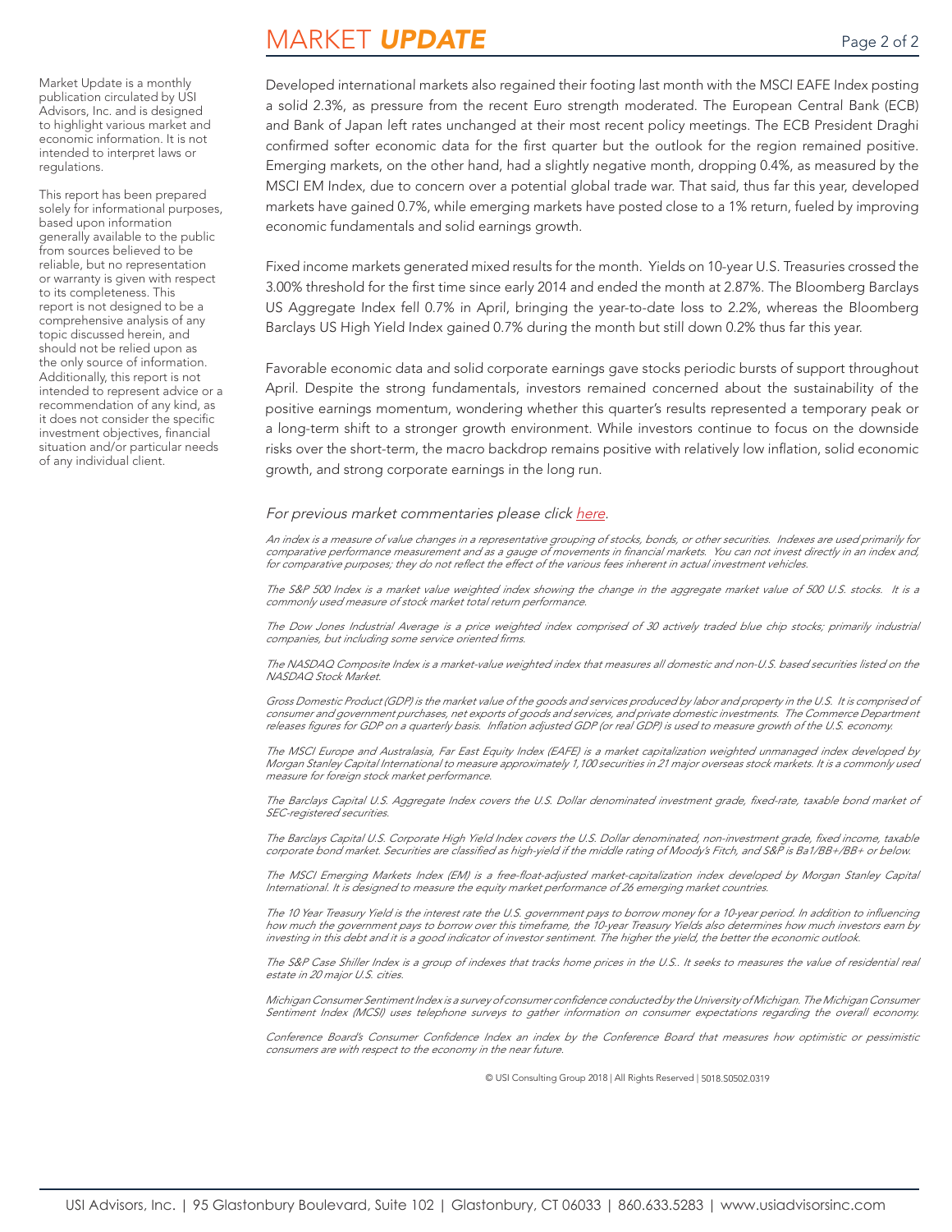Market Update is a monthly publication circulated by USI Advisors, Inc. and is designed to highlight various market and economic information. It is not intended to interpret laws or regulations.

This report has been prepared solely for informational purposes, based upon information generally available to the public from sources believed to be reliable, but no representation or warranty is given with respect to its completeness. This report is not designed to be a comprehensive analysis of any topic discussed herein, and should not be relied upon as the only source of information. Additionally, this report is not intended to represent advice or a recommendation of any kind, as it does not consider the specific investment objectives, financial situation and/or particular needs of any individual client.

Developed international markets also regained their footing last month with the MSCI EAFE Index posting a solid 2.3%, as pressure from the recent Euro strength moderated. The European Central Bank (ECB) and Bank of Japan left rates unchanged at their most recent policy meetings. The ECB President Draghi confirmed softer economic data for the first quarter but the outlook for the region remained positive. Emerging markets, on the other hand, had a slightly negative month, dropping 0.4%, as measured by the MSCI EM Index, due to concern over a potential global trade war. That said, thus far this year, developed markets have gained 0.7%, while emerging markets have posted close to a 1% return, fueled by improving economic fundamentals and solid earnings growth.

Fixed income markets generated mixed results for the month. Yields on 10-year U.S. Treasuries crossed the 3.00% threshold for the first time since early 2014 and ended the month at 2.87%. The Bloomberg Barclays US Aggregate Index fell 0.7% in April, bringing the year-to-date loss to 2.2%, whereas the Bloomberg Barclays US High Yield Index gained 0.7% during the month but still down 0.2% thus far this year.

Favorable economic data and solid corporate earnings gave stocks periodic bursts of support throughout April. Despite the strong fundamentals, investors remained concerned about the sustainability of the positive earnings momentum, wondering whether this quarter's results represented a temporary peak or a long-term shift to a stronger growth environment. While investors continue to focus on the downside risks over the short-term, the macro backdrop remains positive with relatively low inflation, solid economic growth, and strong corporate earnings in the long run.

*For previous market commentaries please click here.*

*An index is a measure of value changes in a representative grouping of stocks, bonds, or other securities. Indexes are used primarily for comparative performance measurement and as a gauge of movements in financial markets. You can not invest directly in an index and, for comparative purposes; they do not reflect the effect of the various fees inherent in actual investment vehicles.*

*The S&P 500 Index is a market value weighted index showing the change in the aggregate market value of 500 U.S. stocks. It is a commonly used measure of stock market total return performance.*

*The Dow Jones Industrial Average is a price weighted index comprised of 30 actively traded blue chip stocks; primarily industrial companies, but including some service oriented firms.*

*The NASDAQ Composite Index is a market-value weighted index that measures all domestic and non-U.S. based securities listed on the NASDAQ Stock Market.*

*Gross Domestic Product (GDP) is the market value of the goods and services produced by labor and property in the U.S. It is comprised of consumer and government purchases, net exports of goods and services, and private domestic investments. The Commerce Department releases figures for GDP on a quarterly basis. Inflation adjusted GDP (or real GDP) is used to measure growth of the U.S. economy.*

*The MSCI Europe and Australasia, Far East Equity Index (EAFE) is a market capitalization weighted unmanaged index developed by Morgan Stanley Capital International to measure approximately 1,100 securities in 21 major overseas stock markets. It is a commonly used measure for foreign stock market performance.*

*The Barclays Capital U.S. Aggregate Index covers the U.S. Dollar denominated investment grade, fixed-rate, taxable bond market of SEC-registered securities.*

*The Barclays Capital U.S. Corporate High Yield Index covers the U.S. Dollar denominated, non-investment grade, fixed income, taxable corporate bond market. Securities are classified as high-yield if the middle rating of Moody's Fitch, and S&P is Ba1/BB+/BB+ or below.*

*The MSCI Emerging Markets Index (EM) is a free-float-adjusted market-capitalization index developed by Morgan Stanley Capital International. It is designed to measure the equity market performance of 26 emerging market countries.*

*The 10 Year Treasury Yield is the interest rate the U.S. government pays to borrow money for a 10-year period. In addition to influencing how much the government pays to borrow over this timeframe, the 10-year Treasury Yields also determines how much investors earn by investing in this debt and it is a good indicator of investor sentiment. The higher the yield, the better the economic outlook.*

*The S&P Case Shiller Index is a group of indexes that tracks home prices in the U.S.. It seeks to measures the value of residential real estate in 20 major U.S. cities.*

*Michigan Consumer Sentiment Index is a survey of consumer confidence conducted by the University of Michigan. The Michigan Consumer Sentiment Index (MCSI) uses telephone surveys to gather information on consumer expectations regarding the overall economy.*

*Conference Board's Consumer Confidence Index an index by the Conference Board that measures how optimistic or pessimistic consumers are with respect to the economy in the near future.*

© USI Consulting Group 2018 | All Rights Reserved | 5018.S0502.0319

USI Advisors, Inc. | 95 Glastonbury Boulevard, Suite 102 | Glastonbury, CT 06033 | 860.633.5283 | www.usiadvisorsinc.com